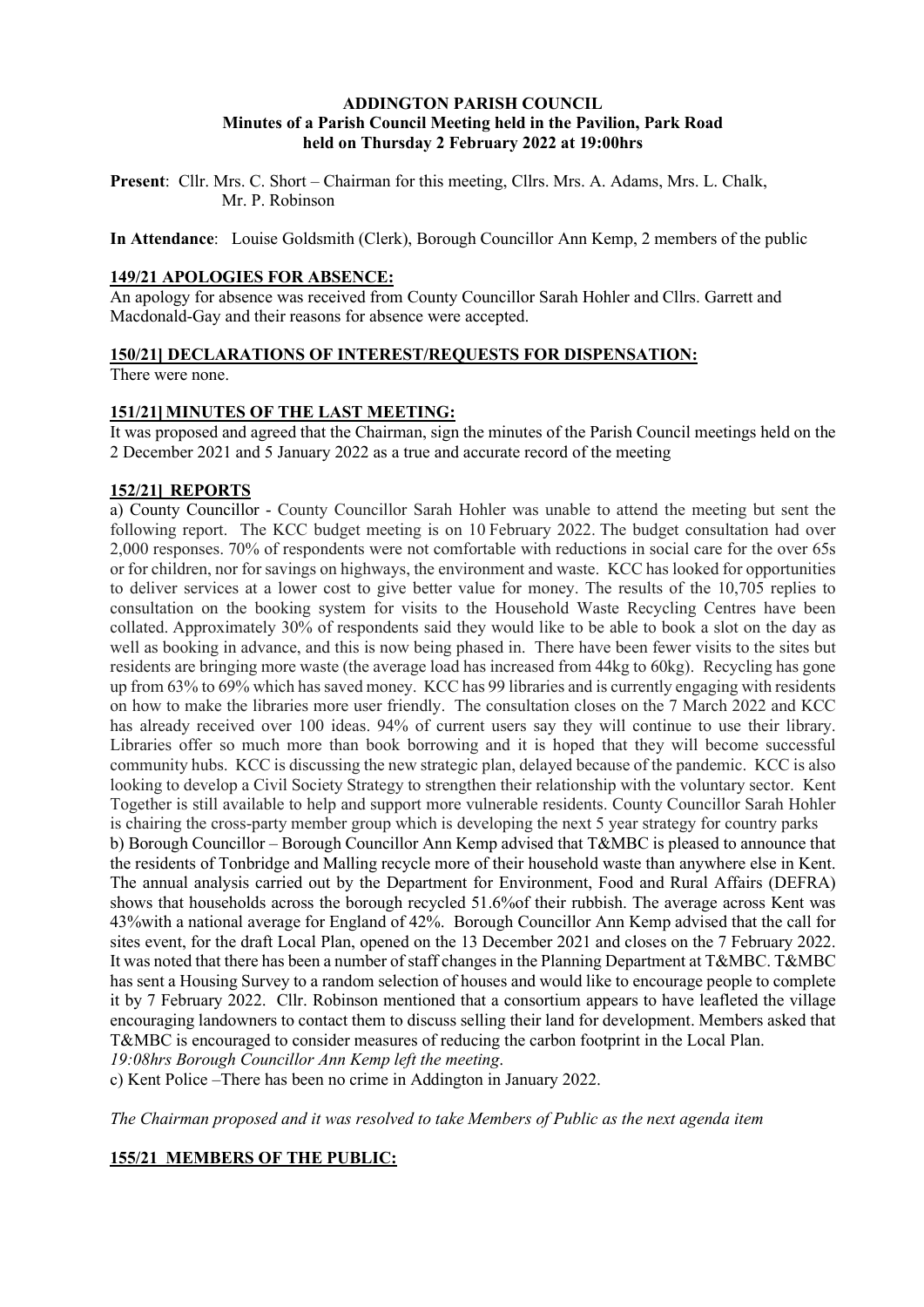**ADDINGTON PARISH COUNCIL**
**Minutes of a Parish Council Meeting held in the Pavilion, Park Road held on Thursday 2 February 2022 at 19:00hrs**

**Present**: Cllr. Mrs. C. Short – Chairman for this meeting, Cllrs. Mrs. A. Adams, Mrs. L. Chalk, Mr. P. Robinson

**In Attendance**: Louise Goldsmith (Clerk), Borough Councillor Ann Kemp, 2 members of the public

**149/21 APOLOGIES FOR ABSENCE:**

An apology for absence was received from County Councillor Sarah Hohler and Cllrs. Garrett and Macdonald-Gay and their reasons for absence were accepted.

**150/21] DECLARATIONS OF INTEREST/REQUESTS FOR DISPENSATION:**

There were none.

**151/21] MINUTES OF THE LAST MEETING:**

It was proposed and agreed that the Chairman, sign the minutes of the Parish Council meetings held on the 2 December 2021 and 5 January 2022 as a true and accurate record of the meeting

**152/21] REPORTS**

a) County Councillor - County Councillor Sarah Hohler was unable to attend the meeting but sent the following report. The KCC budget meeting is on 10 February 2022. The budget consultation had over 2,000 responses. 70% of respondents were not comfortable with reductions in social care for the over 65s or for children, nor for savings on highways, the environment and waste. KCC has looked for opportunities to deliver services at a lower cost to give better value for money. The results of the 10,705 replies to consultation on the booking system for visits to the Household Waste Recycling Centres have been collated. Approximately 30% of respondents said they would like to be able to book a slot on the day as well as booking in advance, and this is now being phased in. There have been fewer visits to the sites but residents are bringing more waste (the average load has increased from 44kg to 60kg). Recycling has gone up from 63% to 69% which has saved money. KCC has 99 libraries and is currently engaging with residents on how to make the libraries more user friendly. The consultation closes on the 7 March 2022 and KCC has already received over 100 ideas. 94% of current users say they will continue to use their library. Libraries offer so much more than book borrowing and it is hoped that they will become successful community hubs. KCC is discussing the new strategic plan, delayed because of the pandemic. KCC is also looking to develop a Civil Society Strategy to strengthen their relationship with the voluntary sector. Kent Together is still available to help and support more vulnerable residents. County Councillor Sarah Hohler is chairing the cross-party member group which is developing the next 5 year strategy for country parks

b) Borough Councillor – Borough Councillor Ann Kemp advised that T&MBC is pleased to announce that the residents of Tonbridge and Malling recycle more of their household waste than anywhere else in Kent. The annual analysis carried out by the Department for Environment, Food and Rural Affairs (DEFRA) shows that households across the borough recycled 51.6%of their rubbish. The average across Kent was 43%with a national average for England of 42%. Borough Councillor Ann Kemp advised that the call for sites event, for the draft Local Plan, opened on the 13 December 2021 and closes on the 7 February 2022. It was noted that there has been a number of staff changes in the Planning Department at T&MBC. T&MBC has sent a Housing Survey to a random selection of houses and would like to encourage people to complete it by 7 February 2022. Cllr. Robinson mentioned that a consortium appears to have leafleted the village encouraging landowners to contact them to discuss selling their land for development. Members asked that T&MBC is encouraged to consider measures of reducing the carbon footprint in the Local Plan.

*19:08hrs Borough Councillor Ann Kemp left the meeting*.

c) Kent Police –There has been no crime in Addington in January 2022.

*The Chairman proposed and it was resolved to take Members of Public as the next agenda item*

**155/21 MEMBERS OF THE PUBLIC:**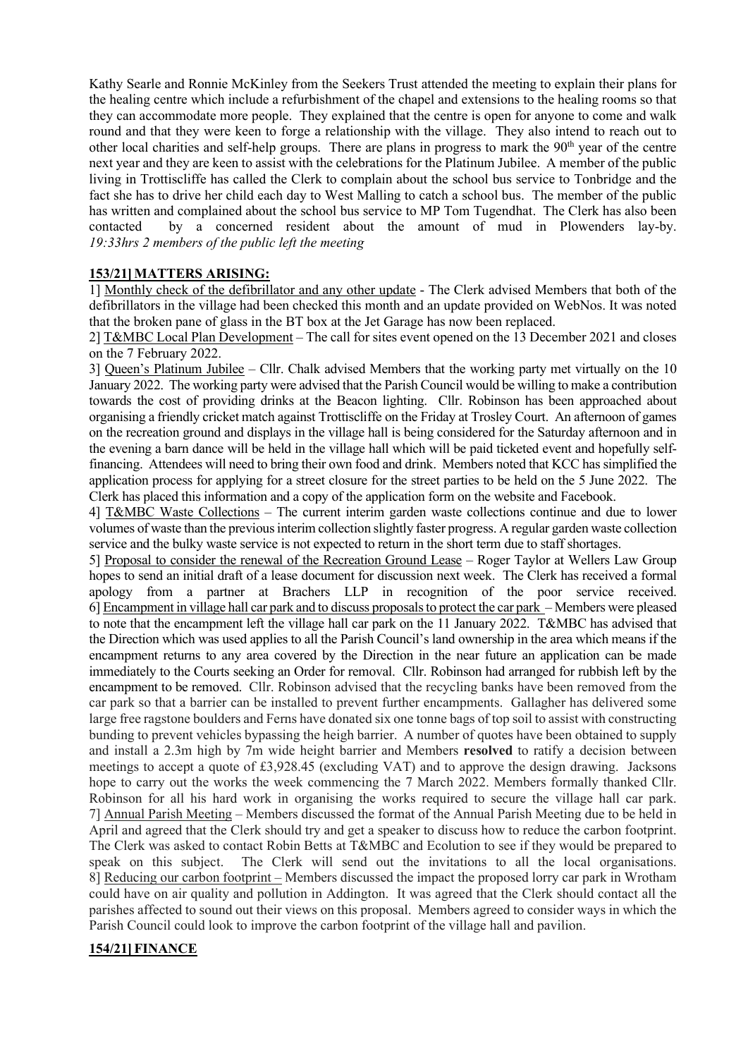Kathy Searle and Ronnie McKinley from the Seekers Trust attended the meeting to explain their plans for the healing centre which include a refurbishment of the chapel and extensions to the healing rooms so that they can accommodate more people. They explained that the centre is open for anyone to come and walk round and that they were keen to forge a relationship with the village. They also intend to reach out to other local charities and self-help groups. There are plans in progress to mark the 90th year of the centre next year and they are keen to assist with the celebrations for the Platinum Jubilee. A member of the public living in Trottiscliffe has called the Clerk to complain about the school bus service to Tonbridge and the fact she has to drive her child each day to West Malling to catch a school bus. The member of the public has written and complained about the school bus service to MP Tom Tugendhat. The Clerk has also been contacted by a concerned resident about the amount of mud in Plowenders lay-by.
*19:33hrs 2 members of the public left the meeting*

**153/21] MATTERS ARISING:**

1] Monthly check of the defibrillator and any other update - The Clerk advised Members that both of the defibrillators in the village had been checked this month and an update provided on WebNos. It was noted that the broken pane of glass in the BT box at the Jet Garage has now been replaced.

2] T&MBC Local Plan Development – The call for sites event opened on the 13 December 2021 and closes on the 7 February 2022.

3] Queen's Platinum Jubilee – Cllr. Chalk advised Members that the working party met virtually on the 10 January 2022. The working party were advised that the Parish Council would be willing to make a contribution towards the cost of providing drinks at the Beacon lighting. Cllr. Robinson has been approached about organising a friendly cricket match against Trottiscliffe on the Friday at Trosley Court. An afternoon of games on the recreation ground and displays in the village hall is being considered for the Saturday afternoon and in the evening a barn dance will be held in the village hall which will be paid ticketed event and hopefully self-financing. Attendees will need to bring their own food and drink. Members noted that KCC has simplified the application process for applying for a street closure for the street parties to be held on the 5 June 2022. The Clerk has placed this information and a copy of the application form on the website and Facebook.

4] T&MBC Waste Collections – The current interim garden waste collections continue and due to lower volumes of waste than the previous interim collection slightly faster progress. A regular garden waste collection service and the bulky waste service is not expected to return in the short term due to staff shortages.

5] Proposal to consider the renewal of the Recreation Ground Lease – Roger Taylor at Wellers Law Group hopes to send an initial draft of a lease document for discussion next week. The Clerk has received a formal apology from a partner at Brachers LLP in recognition of the poor service received.

6] Encampment in village hall car park and to discuss proposals to protect the car park – Members were pleased to note that the encampment left the village hall car park on the 11 January 2022. T&MBC has advised that the Direction which was used applies to all the Parish Council's land ownership in the area which means if the encampment returns to any area covered by the Direction in the near future an application can be made immediately to the Courts seeking an Order for removal. Cllr. Robinson had arranged for rubbish left by the encampment to be removed. Cllr. Robinson advised that the recycling banks have been removed from the car park so that a barrier can be installed to prevent further encampments. Gallagher has delivered some large free ragstone boulders and Ferns have donated six one tonne bags of top soil to assist with constructing bunding to prevent vehicles bypassing the heigh barrier. A number of quotes have been obtained to supply and install a 2.3m high by 7m wide height barrier and Members **resolved** to ratify a decision between meetings to accept a quote of £3,928.45 (excluding VAT) and to approve the design drawing. Jacksons hope to carry out the works the week commencing the 7 March 2022. Members formally thanked Cllr. Robinson for all his hard work in organising the works required to secure the village hall car park.

7] Annual Parish Meeting – Members discussed the format of the Annual Parish Meeting due to be held in April and agreed that the Clerk should try and get a speaker to discuss how to reduce the carbon footprint. The Clerk was asked to contact Robin Betts at T&MBC and Ecolution to see if they would be prepared to speak on this subject. The Clerk will send out the invitations to all the local organisations.

8] Reducing our carbon footprint – Members discussed the impact the proposed lorry car park in Wrotham could have on air quality and pollution in Addington. It was agreed that the Clerk should contact all the parishes affected to sound out their views on this proposal. Members agreed to consider ways in which the Parish Council could look to improve the carbon footprint of the village hall and pavilion.

**154/21] FINANCE**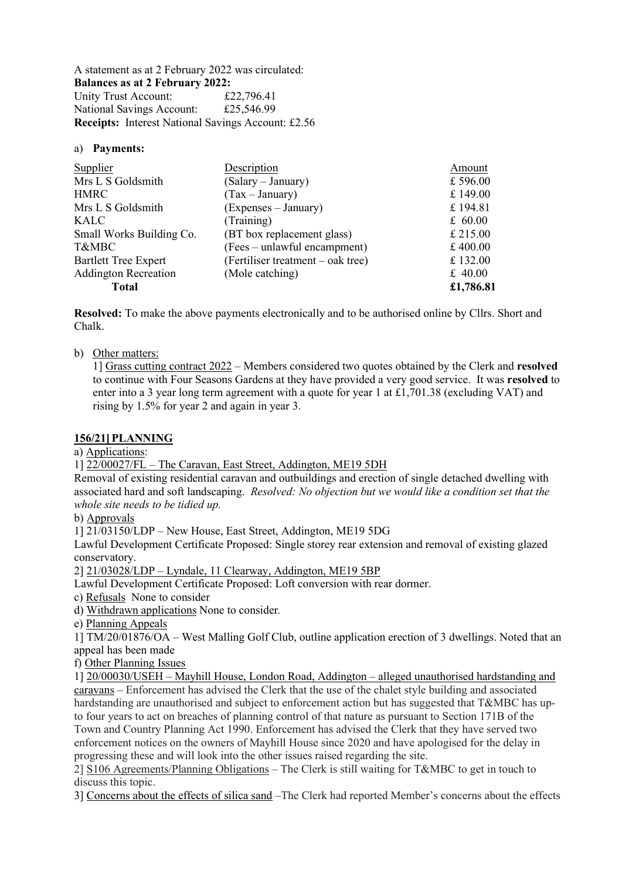A statement as at 2 February 2022 was circulated:

**Balances as at 2 February 2022:**

Unity Trust Account: £22,796.41

National Savings Account: £25,546.99

**Receipts:** Interest National Savings Account: £2.56

a) **Payments:**

| Supplier | Description | Amount |
|---|---|---|
| Mrs L S Goldsmith | (Salary – January) | £ 596.00 |
| HMRC | (Tax – January) | £ 149.00 |
| Mrs L S Goldsmith | (Expenses – January) | £ 194.81 |
| KALC | (Training) | £ 60.00 |
| Small Works Building Co. | (BT box replacement glass) | £ 215.00 |
| T&MBC | (Fees – unlawful encampment) | £ 400.00 |
| Bartlett Tree Expert | (Fertiliser treatment – oak tree) | £ 132.00 |
| Addington Recreation | (Mole catching) | £ 40.00 |
| **Total** | | **£1,786.81** |

**Resolved:** To make the above payments electronically and to be authorised online by Cllrs. Short and Chalk.

b) Other matters:

1] Grass cutting contract 2022 – Members considered two quotes obtained by the Clerk and **resolved** to continue with Four Seasons Gardens at they have provided a very good service. It was **resolved** to enter into a 3 year long term agreement with a quote for year 1 at £1,701.38 (excluding VAT) and rising by 1.5% for year 2 and again in year 3.

## 156/21] PLANNING

a) Applications:

1] 22/00027/FL – The Caravan, East Street, Addington, ME19 5DH

Removal of existing residential caravan and outbuildings and erection of single detached dwelling with associated hard and soft landscaping. *Resolved: No objection but we would like a condition set that the whole site needs to be tidied up.*

b) Approvals

1] 21/03150/LDP – New House, East Street, Addington, ME19 5DG

Lawful Development Certificate Proposed: Single storey rear extension and removal of existing glazed conservatory.

2] 21/03028/LDP – Lyndale, 11 Clearway, Addington, ME19 5BP

Lawful Development Certificate Proposed: Loft conversion with rear dormer.

c) Refusals None to consider

d) Withdrawn applications None to consider.

e) Planning Appeals

1] TM/20/01876/OA – West Malling Golf Club, outline application erection of 3 dwellings. Noted that an appeal has been made

f) Other Planning Issues

1] 20/00030/USEH – Mayhill House, London Road, Addington – alleged unauthorised hardstanding and caravans – Enforcement has advised the Clerk that the use of the chalet style building and associated hardstanding are unauthorised and subject to enforcement action but has suggested that T&MBC has up-to four years to act on breaches of planning control of that nature as pursuant to Section 171B of the Town and Country Planning Act 1990. Enforcement has advised the Clerk that they have served two enforcement notices on the owners of Mayhill House since 2020 and have apologised for the delay in progressing these and will look into the other issues raised regarding the site.

2] S106 Agreements/Planning Obligations – The Clerk is still waiting for T&MBC to get in touch to discuss this topic.

3] Concerns about the effects of silica sand –The Clerk had reported Member's concerns about the effects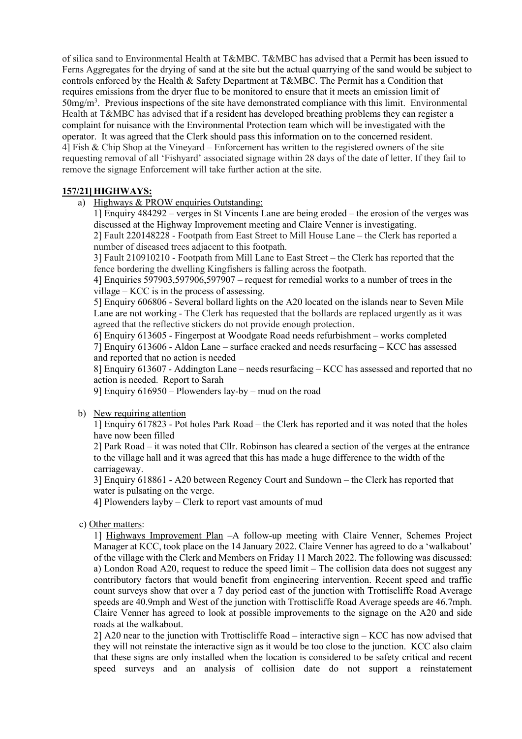of silica sand to Environmental Health at T&MBC. T&MBC has advised that a Permit has been issued to Ferns Aggregates for the drying of sand at the site but the actual quarrying of the sand would be subject to controls enforced by the Health & Safety Department at T&MBC. The Permit has a Condition that requires emissions from the dryer flue to be monitored to ensure that it meets an emission limit of 50mg/m$^3$. Previous inspections of the site have demonstrated compliance with this limit. Environmental Health at T&MBC has advised that if a resident has developed breathing problems they can register a complaint for nuisance with the Environmental Protection team which will be investigated with the operator. It was agreed that the Clerk should pass this information on to the concerned resident.
4] Fish & Chip Shop at the Vineyard – Enforcement has written to the registered owners of the site requesting removal of all 'Fishyard' associated signage within 28 days of the date of letter. If they fail to remove the signage Enforcement will take further action at the site.

**157/21] HIGHWAYS:**

a) Highways & PROW enquiries Outstanding:

1] Enquiry 484292 – verges in St Vincents Lane are being eroded – the erosion of the verges was discussed at the Highway Improvement meeting and Claire Venner is investigating.
2] Fault 220148228 - Footpath from East Street to Mill House Lane – the Clerk has reported a number of diseased trees adjacent to this footpath.
3] Fault 210910210 - Footpath from Mill Lane to East Street – the Clerk has reported that the fence bordering the dwelling Kingfishers is falling across the footpath.
4] Enquiries 597903,597906,597907 – request for remedial works to a number of trees in the village – KCC is in the process of assessing.
5] Enquiry 606806 - Several bollard lights on the A20 located on the islands near to Seven Mile Lane are not working - The Clerk has requested that the bollards are replaced urgently as it was agreed that the reflective stickers do not provide enough protection.
6] Enquiry 613605 - Fingerpost at Woodgate Road needs refurbishment – works completed
7] Enquiry 613606 - Aldon Lane – surface cracked and needs resurfacing – KCC has assessed and reported that no action is needed
8] Enquiry 613607 - Addington Lane – needs resurfacing – KCC has assessed and reported that no action is needed. Report to Sarah
9] Enquiry 616950 – Plowenders lay-by – mud on the road

b) New requiring attention

1] Enquiry 617823 - Pot holes Park Road – the Clerk has reported and it was noted that the holes have now been filled
2] Park Road – it was noted that Cllr. Robinson has cleared a section of the verges at the entrance to the village hall and it was agreed that this has made a huge difference to the width of the carriageway.
3] Enquiry 618861 - A20 between Regency Court and Sundown – the Clerk has reported that water is pulsating on the verge.
4] Plowenders layby – Clerk to report vast amounts of mud

c) Other matters:

1] Highways Improvement Plan –A follow-up meeting with Claire Venner, Schemes Project Manager at KCC, took place on the 14 January 2022. Claire Venner has agreed to do a 'walkabout' of the village with the Clerk and Members on Friday 11 March 2022. The following was discussed:
a) London Road A20, request to reduce the speed limit – The collision data does not suggest any contributory factors that would benefit from engineering intervention. Recent speed and traffic count surveys show that over a 7 day period east of the junction with Trottiscliffe Road Average speeds are 40.9mph and West of the junction with Trottiscliffe Road Average speeds are 46.7mph. Claire Venner has agreed to look at possible improvements to the signage on the A20 and side roads at the walkabout.
2] A20 near to the junction with Trottiscliffe Road – interactive sign – KCC has now advised that they will not reinstate the interactive sign as it would be too close to the junction. KCC also claim that these signs are only installed when the location is considered to be safety critical and recent speed surveys and an analysis of collision date do not support a reinstatement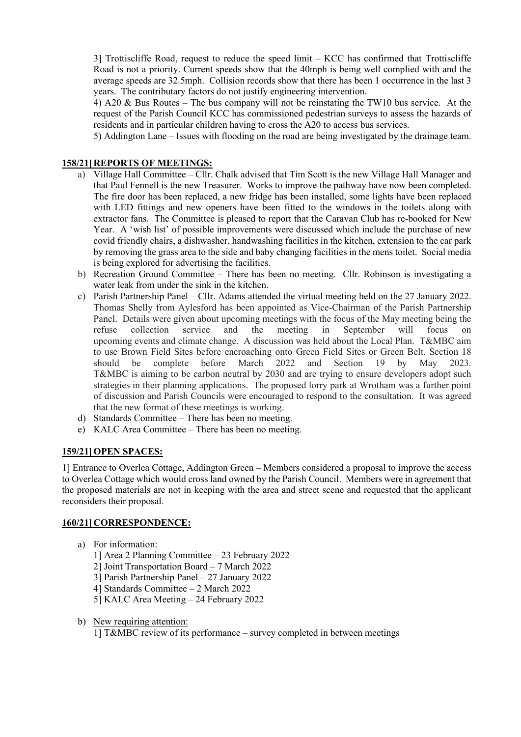3] Trottiscliffe Road, request to reduce the speed limit – KCC has confirmed that Trottiscliffe Road is not a priority. Current speeds show that the 40mph is being well complied with and the average speeds are 32.5mph. Collision records show that there has been 1 occurrence in the last 3 years. The contributary factors do not justify engineering intervention.

4) A20 & Bus Routes – The bus company will not be reinstating the TW10 bus service. At the request of the Parish Council KCC has commissioned pedestrian surveys to assess the hazards of residents and in particular children having to cross the A20 to access bus services.

5) Addington Lane – Issues with flooding on the road are being investigated by the drainage team.

**158/21] REPORTS OF MEETINGS:**

a) Village Hall Committee – Cllr. Chalk advised that Tim Scott is the new Village Hall Manager and that Paul Fennell is the new Treasurer. Works to improve the pathway have now been completed. The fire door has been replaced, a new fridge has been installed, some lights have been replaced with LED fittings and new openers have been fitted to the windows in the toilets along with extractor fans. The Committee is pleased to report that the Caravan Club has re-booked for New Year. A 'wish list' of possible improvements were discussed which include the purchase of new covid friendly chairs, a dishwasher, handwashing facilities in the kitchen, extension to the car park by removing the grass area to the side and baby changing facilities in the mens toilet. Social media is being explored for advertising the facilities.
b) Recreation Ground Committee – There has been no meeting. Cllr. Robinson is investigating a water leak from under the sink in the kitchen.
c) Parish Partnership Panel – Cllr. Adams attended the virtual meeting held on the 27 January 2022. Thomas Shelly from Aylesford has been appointed as Vice-Chairman of the Parish Partnership Panel. Details were given about upcoming meetings with the focus of the May meeting being the refuse collection service and the meeting in September will focus on upcoming events and climate change. A discussion was held about the Local Plan. T&MBC aim to use Brown Field Sites before encroaching onto Green Field Sites or Green Belt. Section 18 should be complete before March 2022 and Section 19 by May 2023. T&MBC is aiming to be carbon neutral by 2030 and are trying to ensure developers adopt such strategies in their planning applications. The proposed lorry park at Wrotham was a further point of discussion and Parish Councils were encouraged to respond to the consultation. It was agreed that the new format of these meetings is working.
d) Standards Committee – There has been no meeting.
e) KALC Area Committee – There has been no meeting.

**159/21] OPEN SPACES:**

1] Entrance to Overlea Cottage, Addington Green – Members considered a proposal to improve the access to Overlea Cottage which would cross land owned by the Parish Council. Members were in agreement that the proposed materials are not in keeping with the area and street scene and requested that the applicant reconsiders their proposal.

**160/21] CORRESPONDENCE:**

a) For information:
   1] Area 2 Planning Committee – 23 February 2022
   2] Joint Transportation Board – 7 March 2022
   3] Parish Partnership Panel – 27 January 2022
   4] Standards Committee – 2 March 2022
   5] KALC Area Meeting – 24 February 2022

b) New requiring attention:
   1] T&MBC review of its performance – survey completed in between meetings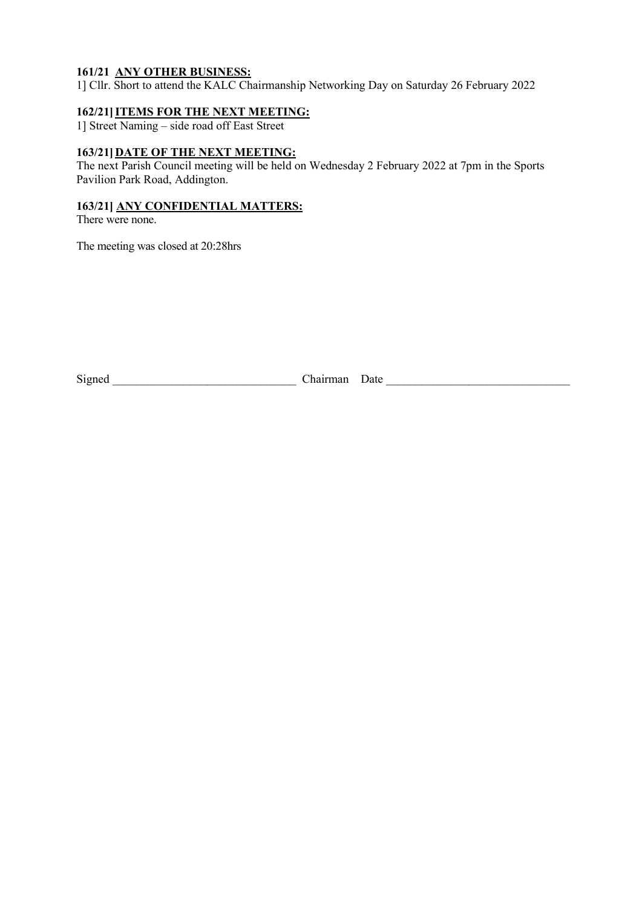**161/21 ANY OTHER BUSINESS:**

1] Cllr. Short to attend the KALC Chairmanship Networking Day on Saturday 26 February 2022

**162/21] ITEMS FOR THE NEXT MEETING:**

1] Street Naming – side road off East Street

**163/21] DATE OF THE NEXT MEETING:**

The next Parish Council meeting will be held on Wednesday 2 February 2022 at 7pm in the Sports Pavilion Park Road, Addington.

**163/21] ANY CONFIDENTIAL MATTERS:**

There were none.

The meeting was closed at 20:28hrs

Signed _______________________________ Chairman Date _______________________________